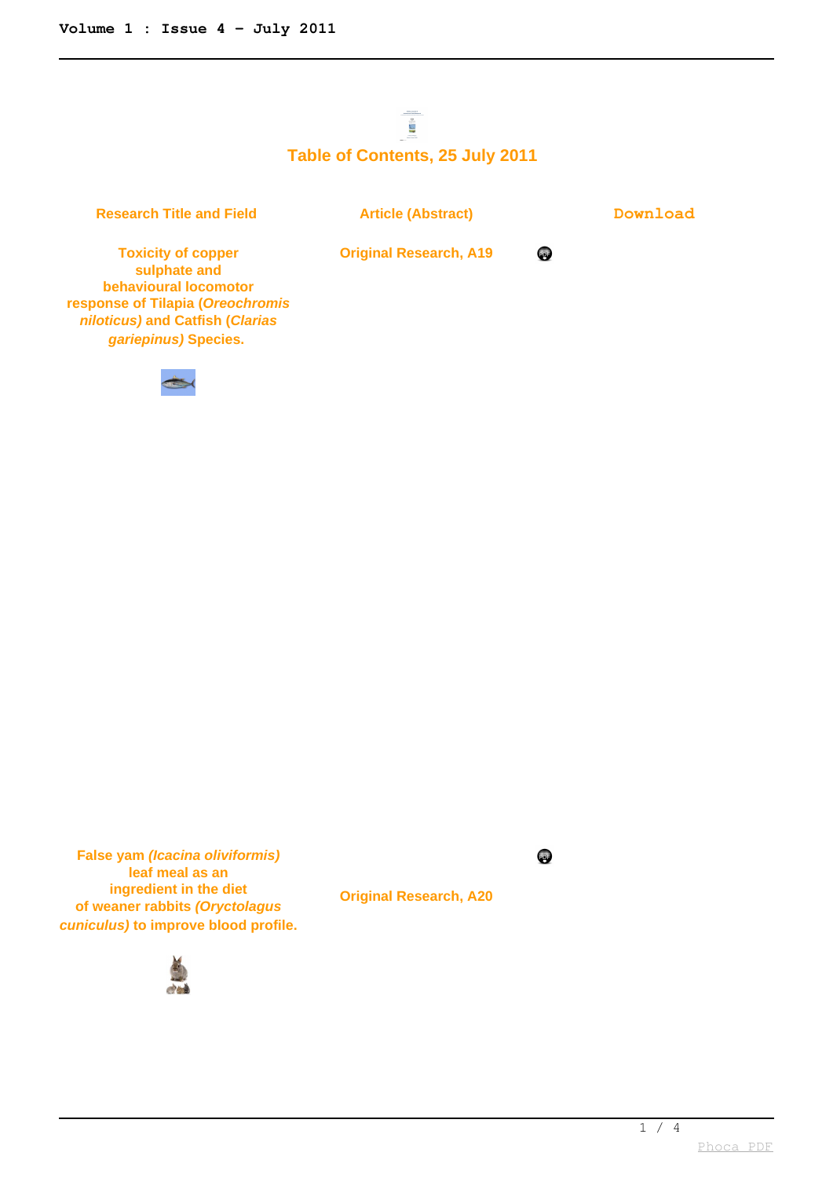## Table of Contents, 25 July 2011

| Research Title and Field | Article (Abstract) | Download |
| --- | --- | --- |
| **Toxicity of copper sulphate and behavioural locomotor response of Tilapia (*Oreochromis niloticus)* and Catfish (*Clarias gariepinus)* Species.** | **Original Research, A19** | |
| **False yam *(Icacina oliviformis)* leaf meal as an ingredient in the diet of weaner rabbits *(Oryctolagus cuniculus)* to improve blood profile.** | **Original Research, A20** | |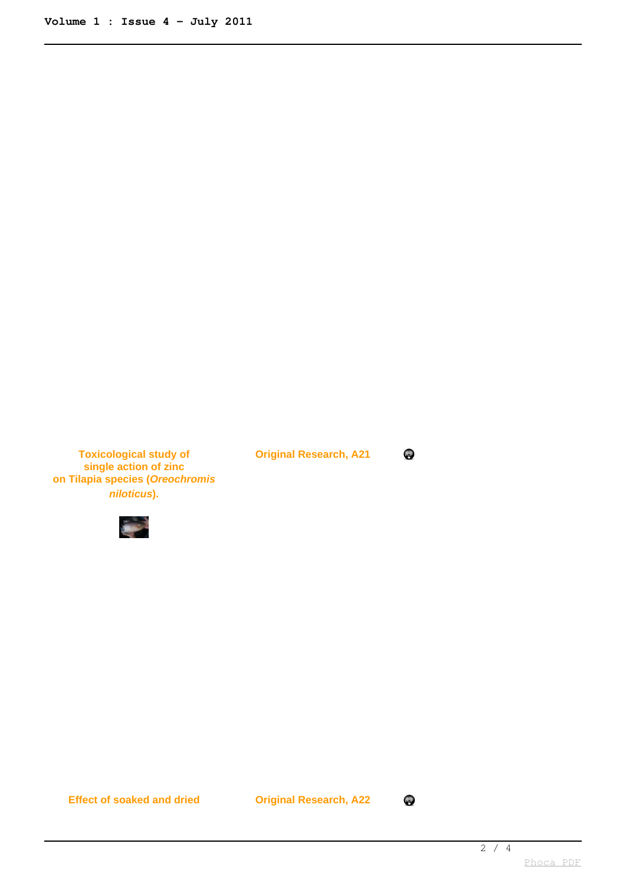| | | |
|---|---|---|
| **Toxicological study of single action of zinc on Tilapia species (*Oreochromis niloticus*).** | **Original Research, A21** | |
| **Effect of soaked and dried** | **Original Research, A22** | |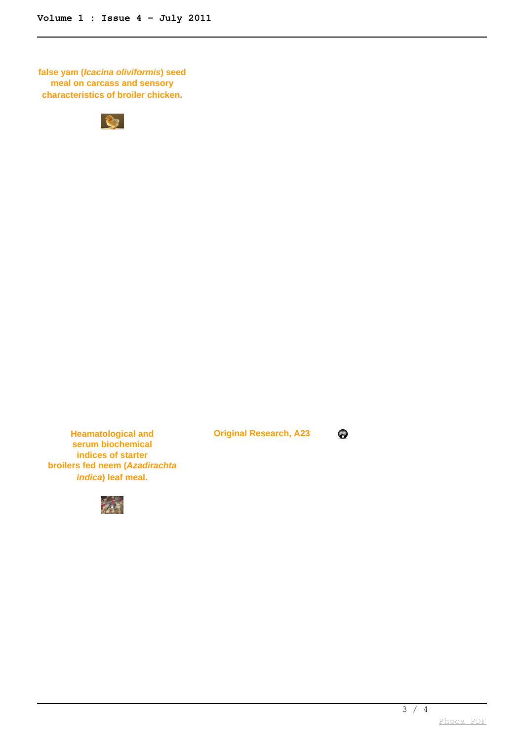**false yam (*Icacina oliviformis*) seed meal on carcass and sensory characteristics of broiler chicken.**

**Heamatological and serum biochemical indices of starter broilers fed neem (*Azadirachta indica*) leaf meal.**

**Original Research, A23**